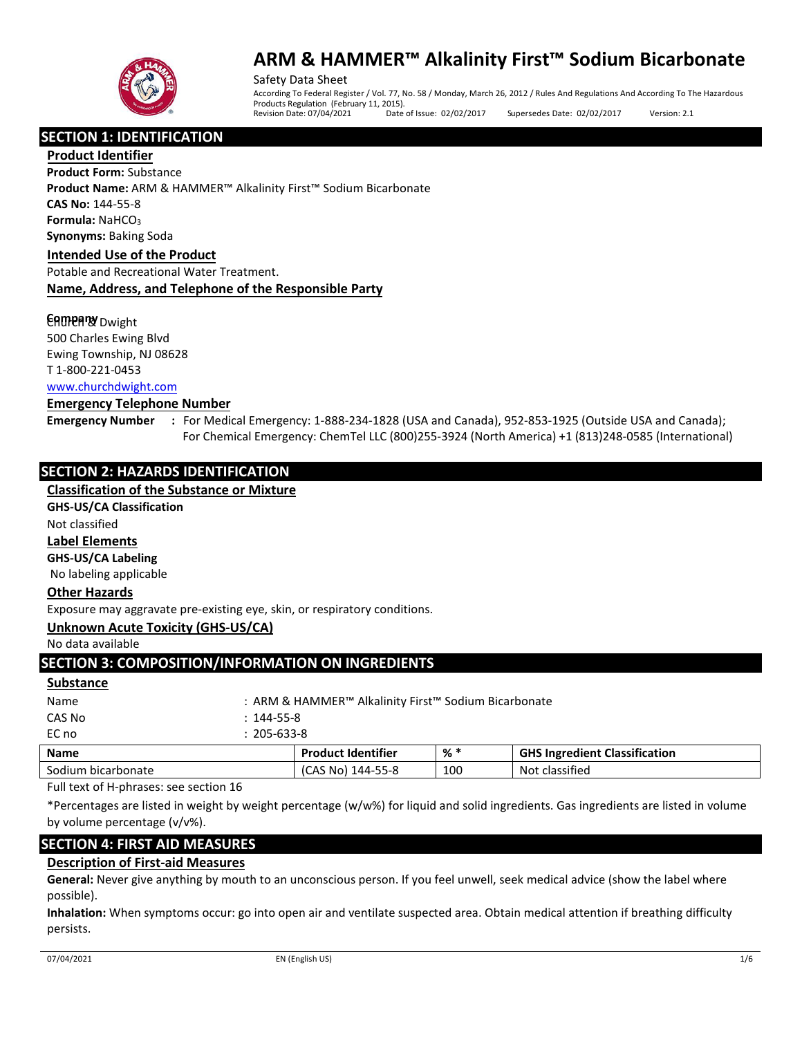# ARM & HAMMER™ Alkalinity First™ Sodium Bicarbonate

Safety Data Sheet

According To Federal Register / Vol. 77, No. 58 / Monday, March 26, 2012 / Rules And Regulations And According To The Hazardous Products Regulation (February 11, 2015).

Revision Date: 07/04/2021 Date of Issue: 02/02/2017 Supersedes Date: 02/02/2017 Version: 2.1

## SECTION 1: IDENTIFICATION

### Product Identifier

**Product Form:** Substance

**Product Name:** ARM & HAMMER™ Alkalinity First™ Sodium Bicarbonate

**CAS No:** 144-55-8

**Formula:** $NaHCO_3$

**Synonyms:** Baking Soda

### Intended Use of the Product

Potable and Recreational Water Treatment.

### Name, Address, and Telephone of the Responsible Party

**Company**

Church & Dwight
500 Charles Ewing Blvd
Ewing Township, NJ 08628
T 1-800-221-0453
www.churchdwight.com

### Emergency Telephone Number

**Emergency Number** : For Medical Emergency: 1-888-234-1828 (USA and Canada), 952-853-1925 (Outside USA and Canada); For Chemical Emergency: ChemTel LLC (800)255-3924 (North America) +1 (813)248-0585 (International)

## SECTION 2: HAZARDS IDENTIFICATION

### Classification of the Substance or Mixture

**GHS-US/CA Classification**

Not classified

### Label Elements

**GHS-US/CA Labeling**

No labeling applicable

### Other Hazards

Exposure may aggravate pre-existing eye, skin, or respiratory conditions.

### Unknown Acute Toxicity (GHS-US/CA)

No data available

## SECTION 3: COMPOSITION/INFORMATION ON INGREDIENTS

### Substance

Name : ARM & HAMMER™ Alkalinity First™ Sodium Bicarbonate

CAS No : 144-55-8

EC no : 205-633-8

| Name | Product Identifier | % * | GHS Ingredient Classification |
|---|---|---|---|
| Sodium bicarbonate | (CAS No) 144-55-8 | 100 | Not classified |

Full text of H-phrases: see section 16

*Percentages are listed in weight by weight percentage (w/w%) for liquid and solid ingredients. Gas ingredients are listed in volume by volume percentage (v/v%).

## SECTION 4: FIRST AID MEASURES

### Description of First-aid Measures

**General:** Never give anything by mouth to an unconscious person. If you feel unwell, seek medical advice (show the label where possible).

**Inhalation:** When symptoms occur: go into open air and ventilate suspected area. Obtain medical attention if breathing difficulty persists.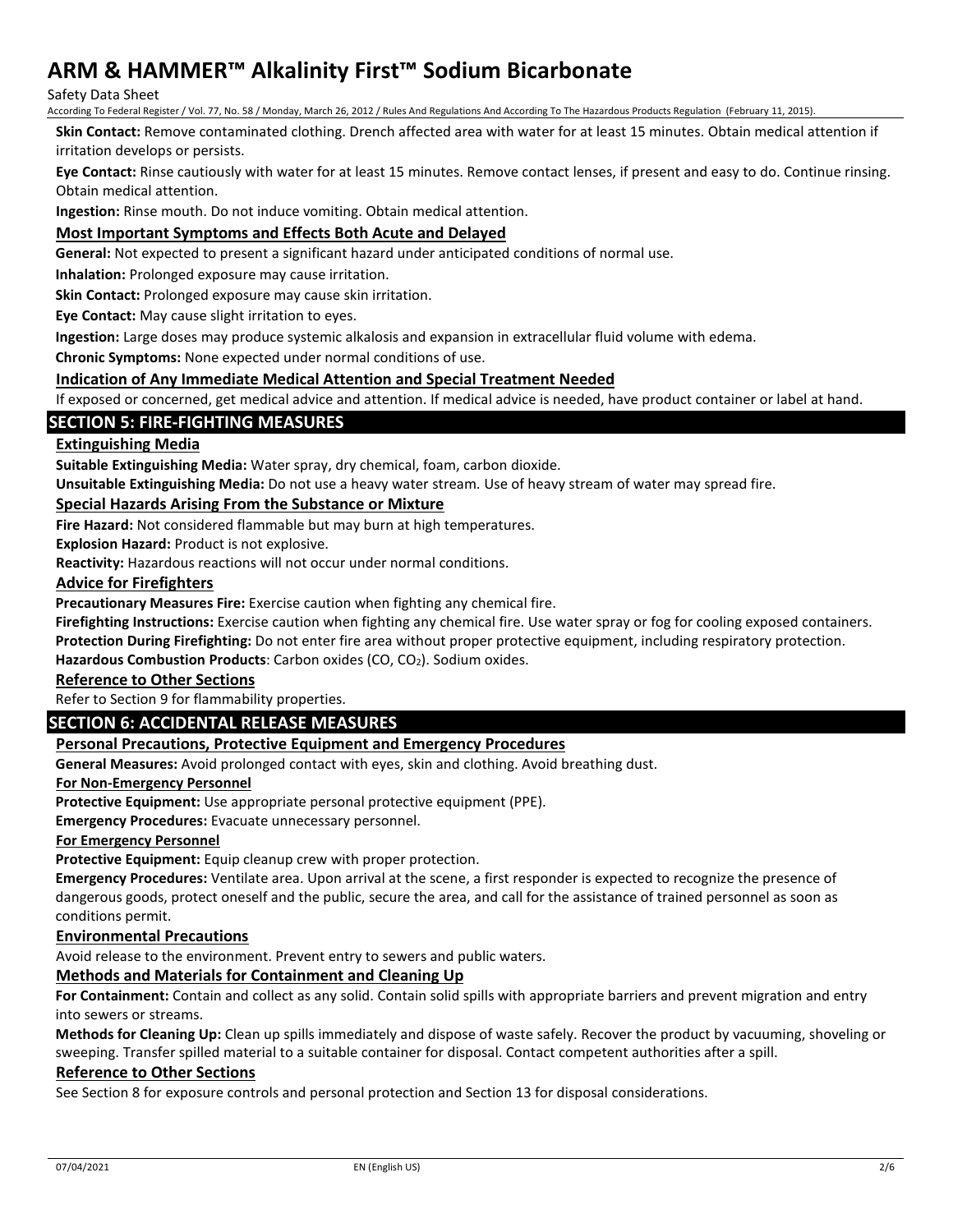**Skin Contact:** Remove contaminated clothing. Drench affected area with water for at least 15 minutes. Obtain medical attention if irritation develops or persists.

**Eye Contact:** Rinse cautiously with water for at least 15 minutes. Remove contact lenses, if present and easy to do. Continue rinsing. Obtain medical attention.

**Ingestion:** Rinse mouth. Do not induce vomiting. Obtain medical attention.

### Most Important Symptoms and Effects Both Acute and Delayed

**General:** Not expected to present a significant hazard under anticipated conditions of normal use.

**Inhalation:** Prolonged exposure may cause irritation.

**Skin Contact:** Prolonged exposure may cause skin irritation.

**Eye Contact:** May cause slight irritation to eyes.

**Ingestion:** Large doses may produce systemic alkalosis and expansion in extracellular fluid volume with edema.

**Chronic Symptoms:** None expected under normal conditions of use.

### Indication of Any Immediate Medical Attention and Special Treatment Needed

If exposed or concerned, get medical advice and attention. If medical advice is needed, have product container or label at hand.

## SECTION 5: FIRE-FIGHTING MEASURES

### Extinguishing Media

**Suitable Extinguishing Media:** Water spray, dry chemical, foam, carbon dioxide.

**Unsuitable Extinguishing Media:** Do not use a heavy water stream. Use of heavy stream of water may spread fire.

### Special Hazards Arising From the Substance or Mixture

**Fire Hazard:** Not considered flammable but may burn at high temperatures.

**Explosion Hazard:** Product is not explosive.

**Reactivity:** Hazardous reactions will not occur under normal conditions.

### Advice for Firefighters

**Precautionary Measures Fire:** Exercise caution when fighting any chemical fire.

**Firefighting Instructions:** Exercise caution when fighting any chemical fire. Use water spray or fog for cooling exposed containers.

**Protection During Firefighting:** Do not enter fire area without proper protective equipment, including respiratory protection.

**Hazardous Combustion Products**: Carbon oxides (CO, $CO_2$). Sodium oxides.

### Reference to Other Sections

Refer to Section 9 for flammability properties.

## SECTION 6: ACCIDENTAL RELEASE MEASURES

### Personal Precautions, Protective Equipment and Emergency Procedures

**General Measures:** Avoid prolonged contact with eyes, skin and clothing. Avoid breathing dust.

**For Non-Emergency Personnel**

**Protective Equipment:** Use appropriate personal protective equipment (PPE).

**Emergency Procedures:** Evacuate unnecessary personnel.

**For Emergency Personnel**

**Protective Equipment:** Equip cleanup crew with proper protection.

**Emergency Procedures:** Ventilate area. Upon arrival at the scene, a first responder is expected to recognize the presence of dangerous goods, protect oneself and the public, secure the area, and call for the assistance of trained personnel as soon as conditions permit.

### Environmental Precautions

Avoid release to the environment. Prevent entry to sewers and public waters.

### Methods and Materials for Containment and Cleaning Up

**For Containment:** Contain and collect as any solid. Contain solid spills with appropriate barriers and prevent migration and entry into sewers or streams.

**Methods for Cleaning Up:** Clean up spills immediately and dispose of waste safely. Recover the product by vacuuming, shoveling or sweeping. Transfer spilled material to a suitable container for disposal. Contact competent authorities after a spill.

### Reference to Other Sections

See Section 8 for exposure controls and personal protection and Section 13 for disposal considerations.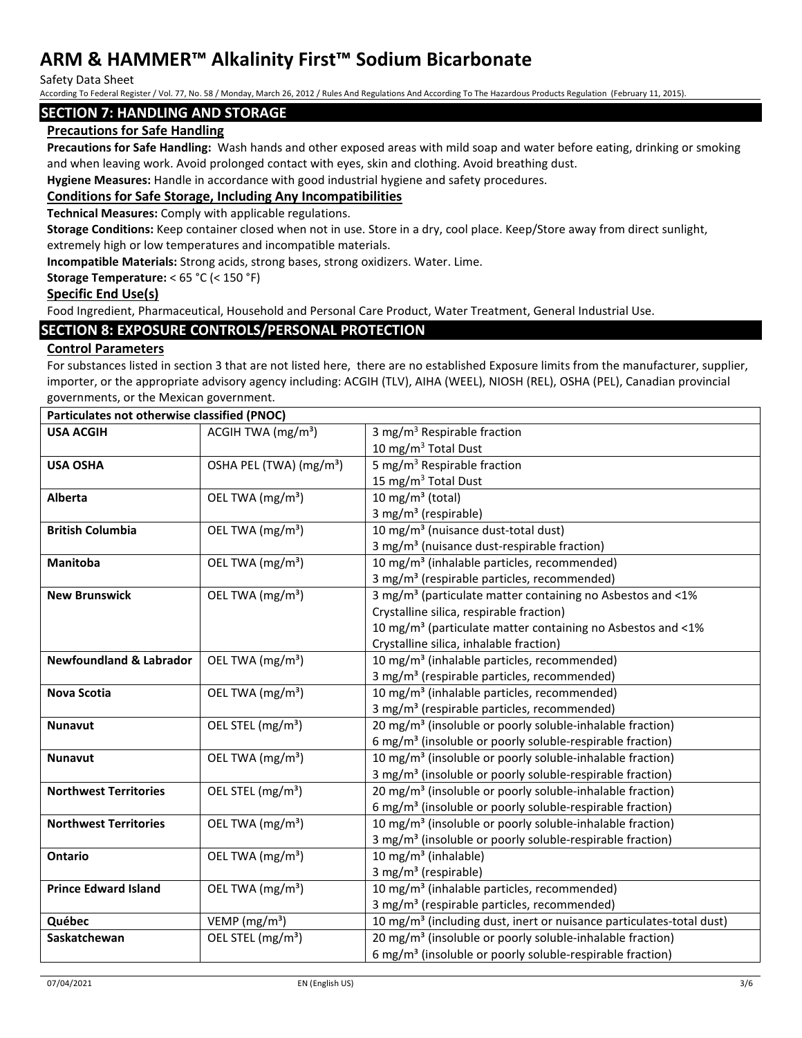## SECTION 7: HANDLING AND STORAGE

### Precautions for Safe Handling

**Precautions for Safe Handling:** Wash hands and other exposed areas with mild soap and water before eating, drinking or smoking and when leaving work. Avoid prolonged contact with eyes, skin and clothing. Avoid breathing dust.

**Hygiene Measures:** Handle in accordance with good industrial hygiene and safety procedures.

### Conditions for Safe Storage, Including Any Incompatibilities

**Technical Measures:** Comply with applicable regulations.

**Storage Conditions:** Keep container closed when not in use. Store in a dry, cool place. Keep/Store away from direct sunlight, extremely high or low temperatures and incompatible materials.

**Incompatible Materials:** Strong acids, strong bases, strong oxidizers. Water. Lime.

**Storage Temperature:** < 65 °C (< 150 °F)

### Specific End Use(s)

Food Ingredient, Pharmaceutical, Household and Personal Care Product, Water Treatment, General Industrial Use.

## SECTION 8: EXPOSURE CONTROLS/PERSONAL PROTECTION

### Control Parameters

For substances listed in section 3 that are not listed here, there are no established Exposure limits from the manufacturer, supplier, importer, or the appropriate advisory agency including: ACGIH (TLV), AIHA (WEEL), NIOSH (REL), OSHA (PEL), Canadian provincial governments, or the Mexican government.

| Particulates not otherwise classified (PNOC) | | |
|---|---|---|
| **USA ACGIH** | ACGIH TWA (mg/m³) | 3 mg/m³ Respirable fraction<br>10 mg/m³ Total Dust |
| **USA OSHA** | OSHA PEL (TWA) (mg/m³) | 5 mg/m³ Respirable fraction<br>15 mg/m³ Total Dust |
| **Alberta** | OEL TWA (mg/m³) | 10 mg/m³ (total)<br>3 mg/m³ (respirable) |
| **British Columbia** | OEL TWA (mg/m³) | 10 mg/m³ (nuisance dust-total dust)<br>3 mg/m³ (nuisance dust-respirable fraction) |
| **Manitoba** | OEL TWA (mg/m³) | 10 mg/m³ (inhalable particles, recommended)<br>3 mg/m³ (respirable particles, recommended) |
| **New Brunswick** | OEL TWA (mg/m³) | 3 mg/m³ (particulate matter containing no Asbestos and <1% Crystalline silica, respirable fraction)<br>10 mg/m³ (particulate matter containing no Asbestos and <1% Crystalline silica, inhalable fraction) |
| **Newfoundland & Labrador** | OEL TWA (mg/m³) | 10 mg/m³ (inhalable particles, recommended)<br>3 mg/m³ (respirable particles, recommended) |
| **Nova Scotia** | OEL TWA (mg/m³) | 10 mg/m³ (inhalable particles, recommended)<br>3 mg/m³ (respirable particles, recommended) |
| **Nunavut** | OEL STEL (mg/m³) | 20 mg/m³ (insoluble or poorly soluble-inhalable fraction)<br>6 mg/m³ (insoluble or poorly soluble-respirable fraction) |
| **Nunavut** | OEL TWA (mg/m³) | 10 mg/m³ (insoluble or poorly soluble-inhalable fraction)<br>3 mg/m³ (insoluble or poorly soluble-respirable fraction) |
| **Northwest Territories** | OEL STEL (mg/m³) | 20 mg/m³ (insoluble or poorly soluble-inhalable fraction)<br>6 mg/m³ (insoluble or poorly soluble-respirable fraction) |
| **Northwest Territories** | OEL TWA (mg/m³) | 10 mg/m³ (insoluble or poorly soluble-inhalable fraction)<br>3 mg/m³ (insoluble or poorly soluble-respirable fraction) |
| **Ontario** | OEL TWA (mg/m³) | 10 mg/m³ (inhalable)<br>3 mg/m³ (respirable) |
| **Prince Edward Island** | OEL TWA (mg/m³) | 10 mg/m³ (inhalable particles, recommended)<br>3 mg/m³ (respirable particles, recommended) |
| **Québec** | VEMP (mg/m³) | 10 mg/m³ (including dust, inert or nuisance particulates-total dust) |
| **Saskatchewan** | OEL STEL (mg/m³) | 20 mg/m³ (insoluble or poorly soluble-inhalable fraction)<br>6 mg/m³ (insoluble or poorly soluble-respirable fraction) |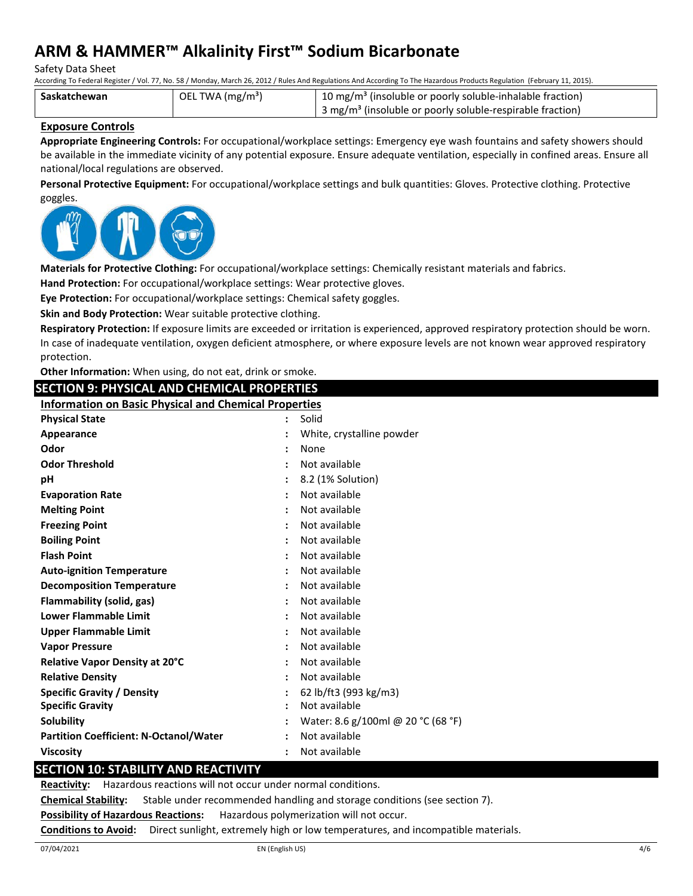| | | |
|---|---|---|
| **Saskatchewan** | OEL TWA (mg/m³) | 10 mg/m³ (insoluble or poorly soluble-inhalable fraction)<br>3 mg/m³ (insoluble or poorly soluble-respirable fraction) |

### Exposure Controls

**Appropriate Engineering Controls:** For occupational/workplace settings: Emergency eye wash fountains and safety showers should be available in the immediate vicinity of any potential exposure. Ensure adequate ventilation, especially in confined areas. Ensure all national/local regulations are observed.

**Personal Protective Equipment:** For occupational/workplace settings and bulk quantities: Gloves. Protective clothing. Protective goggles.

**Materials for Protective Clothing:** For occupational/workplace settings: Chemically resistant materials and fabrics.

**Hand Protection:** For occupational/workplace settings: Wear protective gloves.

**Eye Protection:** For occupational/workplace settings: Chemical safety goggles.

**Skin and Body Protection:** Wear suitable protective clothing.

**Respiratory Protection:** If exposure limits are exceeded or irritation is experienced, approved respiratory protection should be worn. In case of inadequate ventilation, oxygen deficient atmosphere, or where exposure levels are not known wear approved respiratory protection.

**Other Information:** When using, do not eat, drink or smoke.

## SECTION 9: PHYSICAL AND CHEMICAL PROPERTIES

### Information on Basic Physical and Chemical Properties

| | |
|---|---|
| **Physical State** | Solid |
| **Appearance** | White, crystalline powder |
| **Odor** | None |
| **Odor Threshold** | Not available |
| **pH** | 8.2 (1% Solution) |
| **Evaporation Rate** | Not available |
| **Melting Point** | Not available |
| **Freezing Point** | Not available |
| **Boiling Point** | Not available |
| **Flash Point** | Not available |
| **Auto-ignition Temperature** | Not available |
| **Decomposition Temperature** | Not available |
| **Flammability (solid, gas)** | Not available |
| **Lower Flammable Limit** | Not available |
| **Upper Flammable Limit** | Not available |
| **Vapor Pressure** | Not available |
| **Relative Vapor Density at 20°C** | Not available |
| **Relative Density** | Not available |
| **Specific Gravity / Density** | 62 lb/ft3 (993 kg/m3) |
| **Specific Gravity** | Not available |
| **Solubility** | Water: 8.6 g/100ml @ 20 °C (68 °F) |
| **Partition Coefficient: N-Octanol/Water** | Not available |
| **Viscosity** | Not available |

## SECTION 10: STABILITY AND REACTIVITY

**Reactivity:** Hazardous reactions will not occur under normal conditions.

**Chemical Stability:** Stable under recommended handling and storage conditions (see section 7).

**Possibility of Hazardous Reactions:** Hazardous polymerization will not occur.

**Conditions to Avoid:** Direct sunlight, extremely high or low temperatures, and incompatible materials.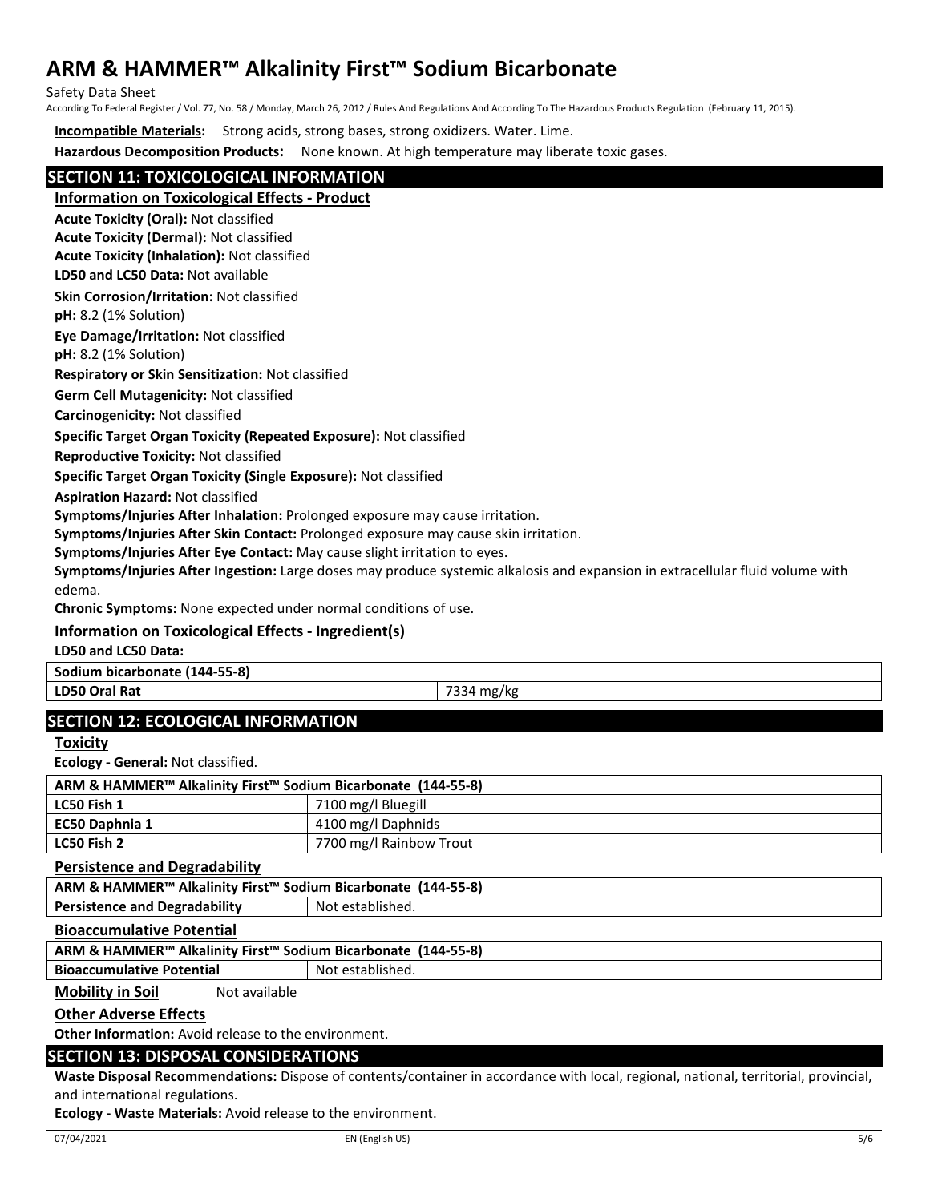**Incompatible Materials:** Strong acids, strong bases, strong oxidizers. Water. Lime.

**Hazardous Decomposition Products:** None known. At high temperature may liberate toxic gases.

## SECTION 11: TOXICOLOGICAL INFORMATION

### Information on Toxicological Effects - Product

**Acute Toxicity (Oral):** Not classified

**Acute Toxicity (Dermal):** Not classified

**Acute Toxicity (Inhalation):** Not classified

**LD50 and LC50 Data:** Not available

**Skin Corrosion/Irritation:** Not classified

**pH:** 8.2 (1% Solution)

**Eye Damage/Irritation:** Not classified

**pH:** 8.2 (1% Solution)

**Respiratory or Skin Sensitization:** Not classified

**Germ Cell Mutagenicity:** Not classified

**Carcinogenicity:** Not classified

**Specific Target Organ Toxicity (Repeated Exposure):** Not classified

**Reproductive Toxicity:** Not classified

**Specific Target Organ Toxicity (Single Exposure):** Not classified

**Aspiration Hazard:** Not classified

**Symptoms/Injuries After Inhalation:** Prolonged exposure may cause irritation.

**Symptoms/Injuries After Skin Contact:** Prolonged exposure may cause skin irritation.

**Symptoms/Injuries After Eye Contact:** May cause slight irritation to eyes.

**Symptoms/Injuries After Ingestion:** Large doses may produce systemic alkalosis and expansion in extracellular fluid volume with edema.

**Chronic Symptoms:** None expected under normal conditions of use.

### Information on Toxicological Effects - Ingredient(s)

**LD50 and LC50 Data:**

| **Sodium bicarbonate (144-55-8)** | |
|---|---|
| **LD50 Oral Rat** | 7334 mg/kg |

## SECTION 12: ECOLOGICAL INFORMATION

### Toxicity

**Ecology - General:** Not classified.

| **ARM & HAMMER™ Alkalinity First™ Sodium Bicarbonate (144-55-8)** | |
|---|---|
| **LC50 Fish 1** | 7100 mg/l Bluegill |
| **EC50 Daphnia 1** | 4100 mg/l Daphnids |
| **LC50 Fish 2** | 7700 mg/l Rainbow Trout |

### Persistence and Degradability

| **ARM & HAMMER™ Alkalinity First™ Sodium Bicarbonate (144-55-8)** | |
|---|---|
| **Persistence and Degradability** | Not established. |

### Bioaccumulative Potential

| **ARM & HAMMER™ Alkalinity First™ Sodium Bicarbonate (144-55-8)** | |
|---|---|
| **Bioaccumulative Potential** | Not established. |

**Mobility in Soil** Not available

### Other Adverse Effects

**Other Information:** Avoid release to the environment.

## SECTION 13: DISPOSAL CONSIDERATIONS

**Waste Disposal Recommendations:** Dispose of contents/container in accordance with local, regional, national, territorial, provincial, and international regulations.

**Ecology - Waste Materials:** Avoid release to the environment.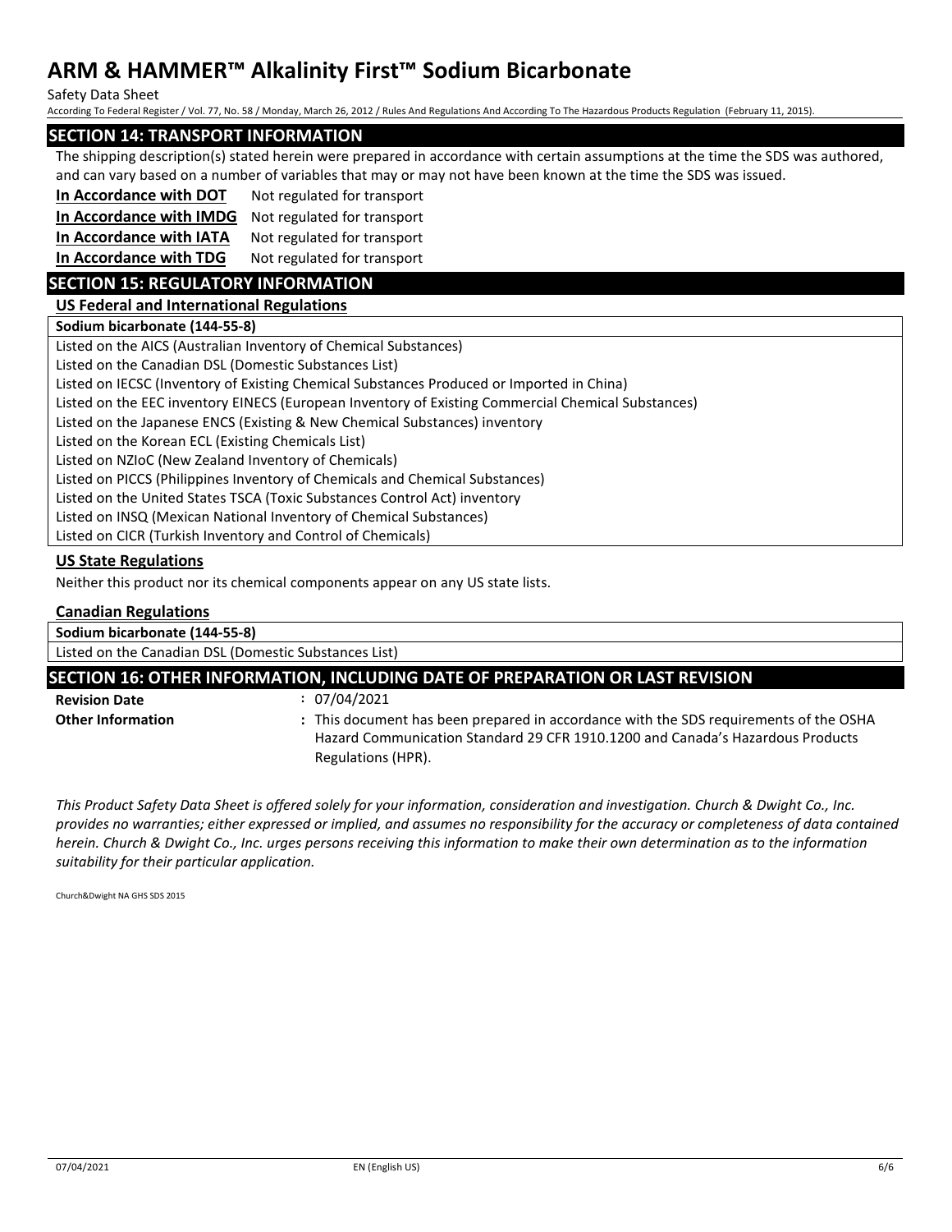## SECTION 14: TRANSPORT INFORMATION

The shipping description(s) stated herein were prepared in accordance with certain assumptions at the time the SDS was authored, and can vary based on a number of variables that may or may not have been known at the time the SDS was issued.

| | |
|---|---|
| **In Accordance with DOT** | Not regulated for transport |
| **In Accordance with IMDG** | Not regulated for transport |
| **In Accordance with IATA** | Not regulated for transport |
| **In Accordance with TDG** | Not regulated for transport |

## SECTION 15: REGULATORY INFORMATION

### US Federal and International Regulations

| **Sodium bicarbonate (144-55-8)** |
|---|
| Listed on the AICS (Australian Inventory of Chemical Substances) |
| Listed on the Canadian DSL (Domestic Substances List) |
| Listed on IECSC (Inventory of Existing Chemical Substances Produced or Imported in China) |
| Listed on the EEC inventory EINECS (European Inventory of Existing Commercial Chemical Substances) |
| Listed on the Japanese ENCS (Existing & New Chemical Substances) inventory |
| Listed on the Korean ECL (Existing Chemicals List) |
| Listed on NZIoC (New Zealand Inventory of Chemicals) |
| Listed on PICCS (Philippines Inventory of Chemicals and Chemical Substances) |
| Listed on the United States TSCA (Toxic Substances Control Act) inventory |
| Listed on INSQ (Mexican National Inventory of Chemical Substances) |
| Listed on CICR (Turkish Inventory and Control of Chemicals) |

### US State Regulations

Neither this product nor its chemical components appear on any US state lists.

### Canadian Regulations

| **Sodium bicarbonate (144-55-8)** |
|---|
| Listed on the Canadian DSL (Domestic Substances List) |

## SECTION 16: OTHER INFORMATION, INCLUDING DATE OF PREPARATION OR LAST REVISION

| | |
|---|---|
| **Revision Date** | : 07/04/2021 |
| **Other Information** | : This document has been prepared in accordance with the SDS requirements of the OSHA Hazard Communication Standard 29 CFR 1910.1200 and Canada's Hazardous Products Regulations (HPR). |

*This Product Safety Data Sheet is offered solely for your information, consideration and investigation. Church & Dwight Co., Inc. provides no warranties; either expressed or implied, and assumes no responsibility for the accuracy or completeness of data contained herein. Church & Dwight Co., Inc. urges persons receiving this information to make their own determination as to the information suitability for their particular application.*

Church&Dwight NA GHS SDS 2015